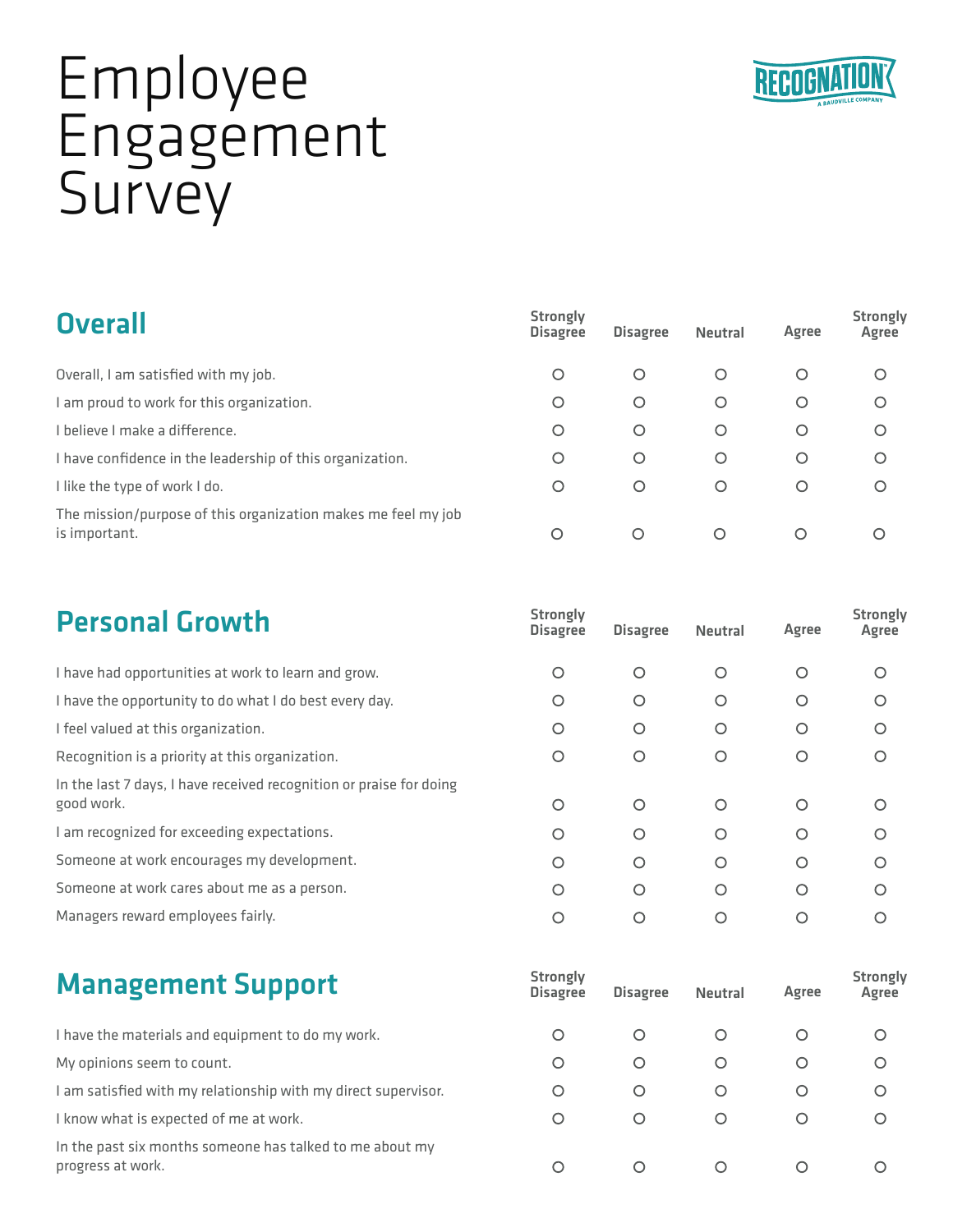# Employee Engagement Survey

RECOGNATION
A BAUDVILLE COMPANY

## Overall

| | Strongly Disagree | Disagree | Neutral | Agree | Strongly Agree |
|---|---|---|---|---|---|
| Overall, I am satisfied with my job. | ○ | ○ | ○ | ○ | ○ |
| I am proud to work for this organization. | ○ | ○ | ○ | ○ | ○ |
| I believe I make a difference. | ○ | ○ | ○ | ○ | ○ |
| I have confidence in the leadership of this organization. | ○ | ○ | ○ | ○ | ○ |
| I like the type of work I do. | ○ | ○ | ○ | ○ | ○ |
| The mission/purpose of this organization makes me feel my job is important. | ○ | ○ | ○ | ○ | ○ |

## Personal Growth

| | Strongly Disagree | Disagree | Neutral | Agree | Strongly Agree |
|---|---|---|---|---|---|
| I have had opportunities at work to learn and grow. | ○ | ○ | ○ | ○ | ○ |
| I have the opportunity to do what I do best every day. | ○ | ○ | ○ | ○ | ○ |
| I feel valued at this organization. | ○ | ○ | ○ | ○ | ○ |
| Recognition is a priority at this organization. | ○ | ○ | ○ | ○ | ○ |
| In the last 7 days, I have received recognition or praise for doing good work. | ○ | ○ | ○ | ○ | ○ |
| I am recognized for exceeding expectations. | ○ | ○ | ○ | ○ | ○ |
| Someone at work encourages my development. | ○ | ○ | ○ | ○ | ○ |
| Someone at work cares about me as a person. | ○ | ○ | ○ | ○ | ○ |
| Managers reward employees fairly. | ○ | ○ | ○ | ○ | ○ |

## Management Support

| | Strongly Disagree | Disagree | Neutral | Agree | Strongly Agree |
|---|---|---|---|---|---|
| I have the materials and equipment to do my work. | ○ | ○ | ○ | ○ | ○ |
| My opinions seem to count. | ○ | ○ | ○ | ○ | ○ |
| I am satisfied with my relationship with my direct supervisor. | ○ | ○ | ○ | ○ | ○ |
| I know what is expected of me at work. | ○ | ○ | ○ | ○ | ○ |
| In the past six months someone has talked to me about my progress at work. | ○ | ○ | ○ | ○ | ○ |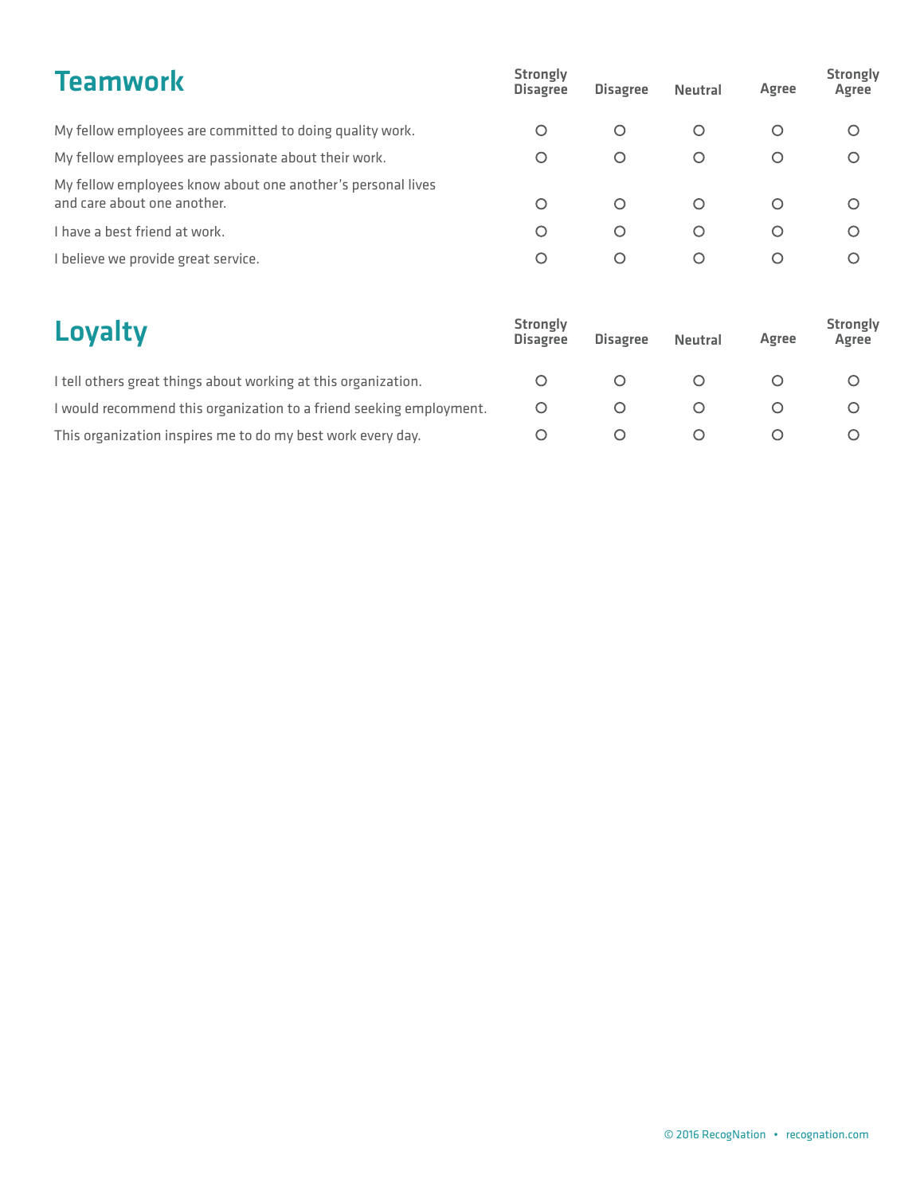## Teamwork

| | Strongly Disagree | Disagree | Neutral | Agree | Strongly Agree |
|---|---|---|---|---|---|
| My fellow employees are committed to doing quality work. | ○ | ○ | ○ | ○ | ○ |
| My fellow employees are passionate about their work. | ○ | ○ | ○ | ○ | ○ |
| My fellow employees know about one another's personal lives and care about one another. | ○ | ○ | ○ | ○ | ○ |
| I have a best friend at work. | ○ | ○ | ○ | ○ | ○ |
| I believe we provide great service. | ○ | ○ | ○ | ○ | ○ |

## Loyalty

| | Strongly Disagree | Disagree | Neutral | Agree | Strongly Agree |
|---|---|---|---|---|---|
| I tell others great things about working at this organization. | ○ | ○ | ○ | ○ | ○ |
| I would recommend this organization to a friend seeking employment. | ○ | ○ | ○ | ○ | ○ |
| This organization inspires me to do my best work every day. | ○ | ○ | ○ | ○ | ○ |